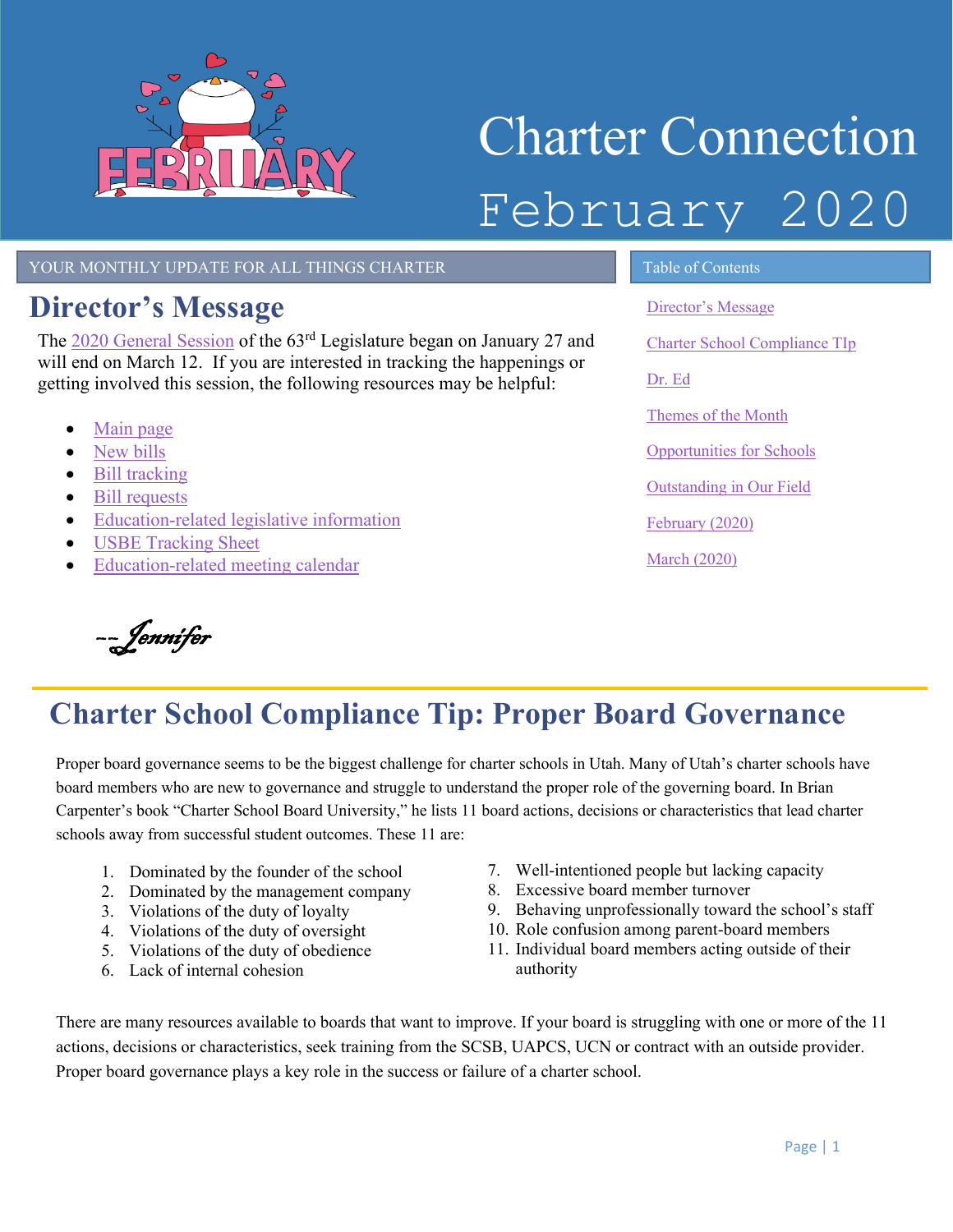# Charter Connection February 2020

YOUR MONTHLY UPDATE FOR ALL THINGS CHARTER

**Table of Contents**

- Director's Message
- Charter School Compliance TIp
- Dr. Ed
- Themes of the Month
- Opportunities for Schools
- Outstanding in Our Field
- February (2020)
- March (2020)

## Director's Message

The 2020 General Session of the 63rd Legislature began on January 27 and will end on March 12. If you are interested in tracking the happenings or getting involved this session, the following resources may be helpful:

- Main page
- New bills
- Bill tracking
- Bill requests
- Education-related legislative information
- USBE Tracking Sheet
- Education-related meeting calendar

*--Jennifer*

## Charter School Compliance Tip: Proper Board Governance

Proper board governance seems to be the biggest challenge for charter schools in Utah. Many of Utah's charter schools have board members who are new to governance and struggle to understand the proper role of the governing board. In Brian Carpenter's book "Charter School Board University," he lists 11 board actions, decisions or characteristics that lead charter schools away from successful student outcomes. These 11 are:

1. Dominated by the founder of the school
2. Dominated by the management company
3. Violations of the duty of loyalty
4. Violations of the duty of oversight
5. Violations of the duty of obedience
6. Lack of internal cohesion
7. Well-intentioned people but lacking capacity
8. Excessive board member turnover
9. Behaving unprofessionally toward the school's staff
10. Role confusion among parent-board members
11. Individual board members acting outside of their authority

There are many resources available to boards that want to improve. If your board is struggling with one or more of the 11 actions, decisions or characteristics, seek training from the SCSB, UAPCS, UCN or contract with an outside provider. Proper board governance plays a key role in the success or failure of a charter school.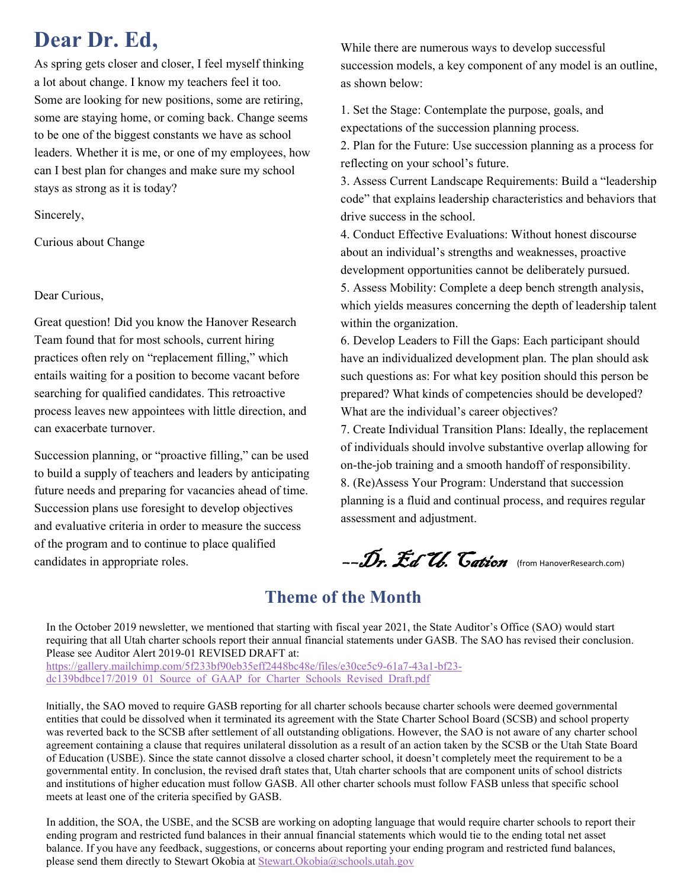# Dear Dr. Ed,

As spring gets closer and closer, I feel myself thinking a lot about change. I know my teachers feel it too. Some are looking for new positions, some are retiring, some are staying home, or coming back. Change seems to be one of the biggest constants we have as school leaders. Whether it is me, or one of my employees, how can I best plan for changes and make sure my school stays as strong as it is today?

Sincerely,

Curious about Change

Dear Curious,

Great question! Did you know the Hanover Research Team found that for most schools, current hiring practices often rely on "replacement filling," which entails waiting for a position to become vacant before searching for qualified candidates. This retroactive process leaves new appointees with little direction, and can exacerbate turnover.

Succession planning, or "proactive filling," can be used to build a supply of teachers and leaders by anticipating future needs and preparing for vacancies ahead of time. Succession plans use foresight to develop objectives and evaluative criteria in order to measure the success of the program and to continue to place qualified candidates in appropriate roles.

While there are numerous ways to develop successful succession models, a key component of any model is an outline, as shown below:

1. Set the Stage: Contemplate the purpose, goals, and expectations of the succession planning process.
2. Plan for the Future: Use succession planning as a process for reflecting on your school's future.
3. Assess Current Landscape Requirements: Build a "leadership code" that explains leadership characteristics and behaviors that drive success in the school.
4. Conduct Effective Evaluations: Without honest discourse about an individual's strengths and weaknesses, proactive development opportunities cannot be deliberately pursued.
5. Assess Mobility: Complete a deep bench strength analysis, which yields measures concerning the depth of leadership talent within the organization.
6. Develop Leaders to Fill the Gaps: Each participant should have an individualized development plan. The plan should ask such questions as: For what key position should this person be prepared? What kinds of competencies should be developed? What are the individual's career objectives?
7. Create Individual Transition Plans: Ideally, the replacement of individuals should involve substantive overlap allowing for on-the-job training and a smooth handoff of responsibility.
8. (Re)Assess Your Program: Understand that succession planning is a fluid and continual process, and requires regular assessment and adjustment.

*--Dr. Ed U. Cation* (from HanoverResearch.com)

## Theme of the Month

In the October 2019 newsletter, we mentioned that starting with fiscal year 2021, the State Auditor's Office (SAO) would start requiring that all Utah charter schools report their annual financial statements under GASB. The SAO has revised their conclusion. Please see Auditor Alert 2019-01 REVISED DRAFT at:
https://gallery.mailchimp.com/5f233bf90eb35eff2448bc48e/files/e30ce5c9-61a7-43a1-bf23-dc139bdbce17/2019_01_Source_of_GAAP_for_Charter_Schools_Revised_Draft.pdf

Initially, the SAO moved to require GASB reporting for all charter schools because charter schools were deemed governmental entities that could be dissolved when it terminated its agreement with the State Charter School Board (SCSB) and school property was reverted back to the SCSB after settlement of all outstanding obligations. However, the SAO is not aware of any charter school agreement containing a clause that requires unilateral dissolution as a result of an action taken by the SCSB or the Utah State Board of Education (USBE). Since the state cannot dissolve a closed charter school, it doesn't completely meet the requirement to be a governmental entity. In conclusion, the revised draft states that, Utah charter schools that are component units of school districts and institutions of higher education must follow GASB. All other charter schools must follow FASB unless that specific school meets at least one of the criteria specified by GASB.

In addition, the SOA, the USBE, and the SCSB are working on adopting language that would require charter schools to report their ending program and restricted fund balances in their annual financial statements which would tie to the ending total net asset balance. If you have any feedback, suggestions, or concerns about reporting your ending program and restricted fund balances, please send them directly to Stewart Okobia at Stewart.Okobia@schools.utah.gov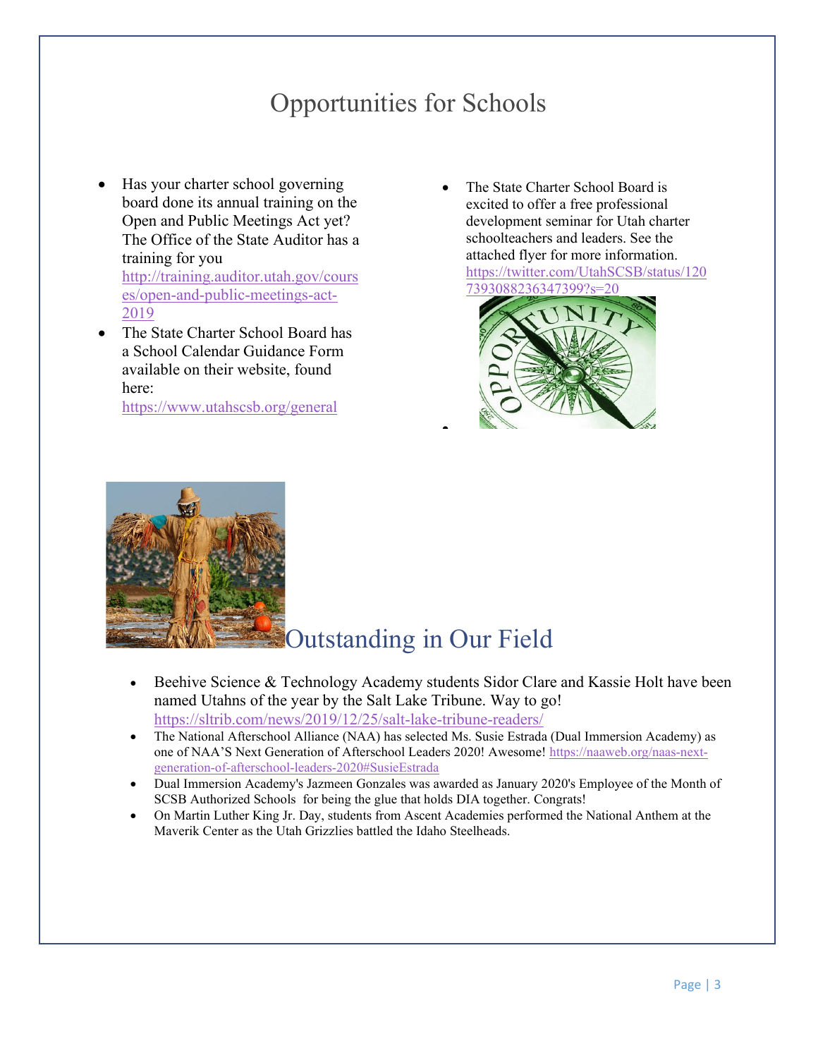# Opportunities for Schools

- Has your charter school governing board done its annual training on the Open and Public Meetings Act yet? The Office of the State Auditor has a training for you http://training.auditor.utah.gov/courses/open-and-public-meetings-act-2019
- The State Charter School Board has a School Calendar Guidance Form available on their website, found here: https://www.utahscsb.org/general
- The State Charter School Board is excited to offer a free professional development seminar for Utah charter schoolteachers and leaders. See the attached flyer for more information. https://twitter.com/UtahSCSB/status/1207393088236347399?s=20

# Outstanding in Our Field

- Beehive Science & Technology Academy students Sidor Clare and Kassie Holt have been named Utahns of the year by the Salt Lake Tribune. Way to go! https://sltrib.com/news/2019/12/25/salt-lake-tribune-readers/
- The National Afterschool Alliance (NAA) has selected Ms. Susie Estrada (Dual Immersion Academy) as one of NAA'S Next Generation of Afterschool Leaders 2020! Awesome! https://naaweb.org/naas-next-generation-of-afterschool-leaders-2020#SusieEstrada
- Dual Immersion Academy's Jazmeen Gonzales was awarded as January 2020's Employee of the Month of SCSB Authorized Schools for being the glue that holds DIA together. Congrats!
- On Martin Luther King Jr. Day, students from Ascent Academies performed the National Anthem at the Maverik Center as the Utah Grizzlies battled the Idaho Steelheads.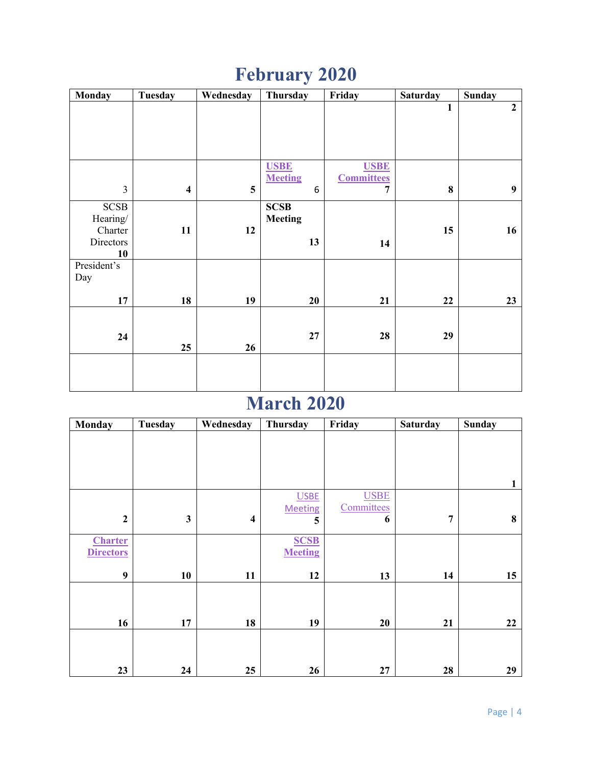# February 2020

| Monday | Tuesday | Wednesday | Thursday | Friday | Saturday | Sunday |
|---|---|---|---|---|---|---|
| | | | | | 1 | 2 |
| 3 | 4 | 5 | USBE Meeting 6 | USBE Committees 7 | 8 | 9 |
| SCSB Hearing/ Charter Directors 10 | 11 | 12 | **SCSB Meeting** 13 | 14 | 15 | 16 |
| President's Day 17 | 18 | 19 | 20 | 21 | 22 | 23 |
| 24 | 25 | 26 | 27 | 28 | 29 | |
| | | | | | | |

# March 2020

| Monday | Tuesday | Wednesday | Thursday | Friday | Saturday | Sunday |
|---|---|---|---|---|---|---|
| | | | | | | 1 |
| 2 | 3 | 4 | USBE Meeting 5 | USBE Committees 6 | 7 | 8 |
| Charter Directors 9 | 10 | 11 | SCSB Meeting 12 | 13 | 14 | 15 |
| 16 | 17 | 18 | 19 | 20 | 21 | 22 |
| 23 | 24 | 25 | 26 | 27 | 28 | 29 |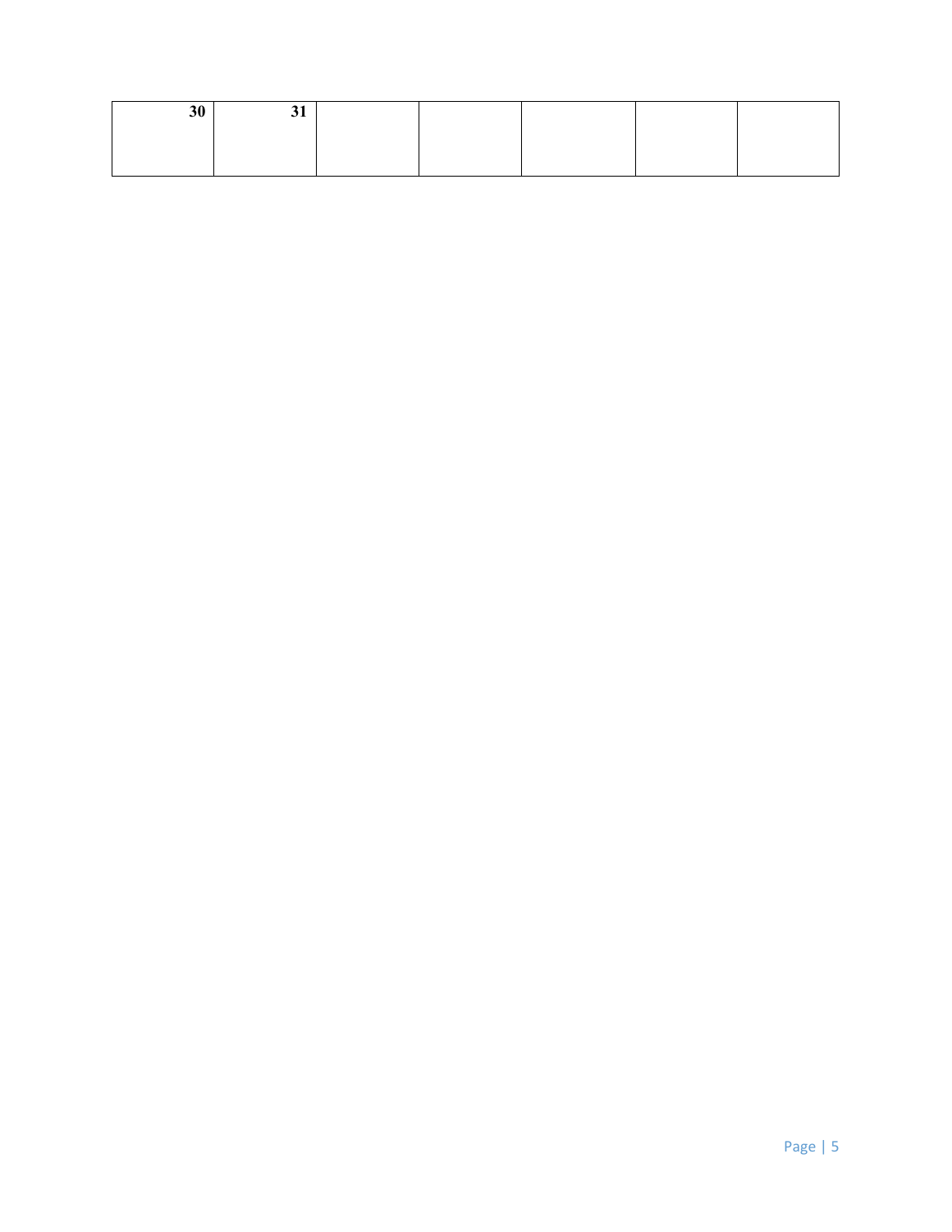| | | | | | | |
|---|---|---|---|---|---|---|
| **30** | **31** | | | | | |